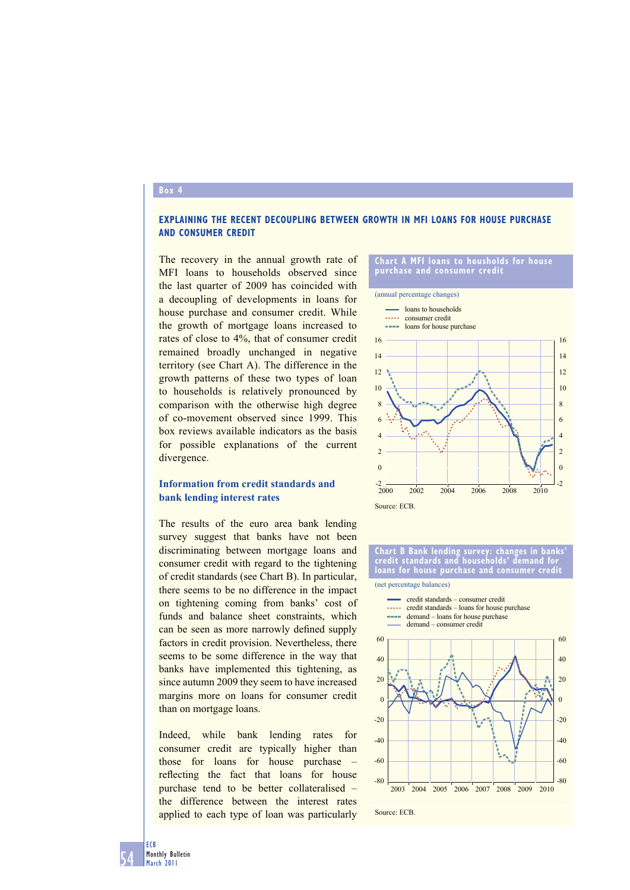## Box 4

### EXPLAINING THE RECENT DECOUPLING BETWEEN GROWTH IN MFI LOANS FOR HOUSE PURCHASE AND CONSUMER CREDIT

The recovery in the annual growth rate of MFI loans to households observed since the last quarter of 2009 has coincided with a decoupling of developments in loans for house purchase and consumer credit. While the growth of mortgage loans increased to rates of close to 4%, that of consumer credit remained broadly unchanged in negative territory (see Chart A). The difference in the growth patterns of these two types of loan to households is relatively pronounced by comparison with the otherwise high degree of co-movement observed since 1999. This box reviews available indicators as the basis for possible explanations of the current divergence.

**Chart A MFI loans to housholds for house purchase and consumer credit**

(annual percentage changes)

- loans to households
- consumer credit
- loans for house purchase

Source: ECB.

**Chart B Bank lending survey: changes in banks' credit standards and households' demand for loans for house purchase and consumer credit**

(net percentage balances)

- credit standards – consumer credit
- credit standards – loans for house purchase
- demand – loans for house purchase
- demand – consumer credit

Source: ECB.

### Information from credit standards and bank lending interest rates

The results of the euro area bank lending survey suggest that banks have not been discriminating between mortgage loans and consumer credit with regard to the tightening of credit standards (see Chart B). In particular, there seems to be no difference in the impact on tightening coming from banks' cost of funds and balance sheet constraints, which can be seen as more narrowly defined supply factors in credit provision. Nevertheless, there seems to be some difference in the way that banks have implemented this tightening, as since autumn 2009 they seem to have increased margins more on loans for consumer credit than on mortgage loans.

Indeed, while bank lending rates for consumer credit are typically higher than those for loans for house purchase – reflecting the fact that loans for house purchase tend to be better collateralised – the difference between the interest rates applied to each type of loan was particularly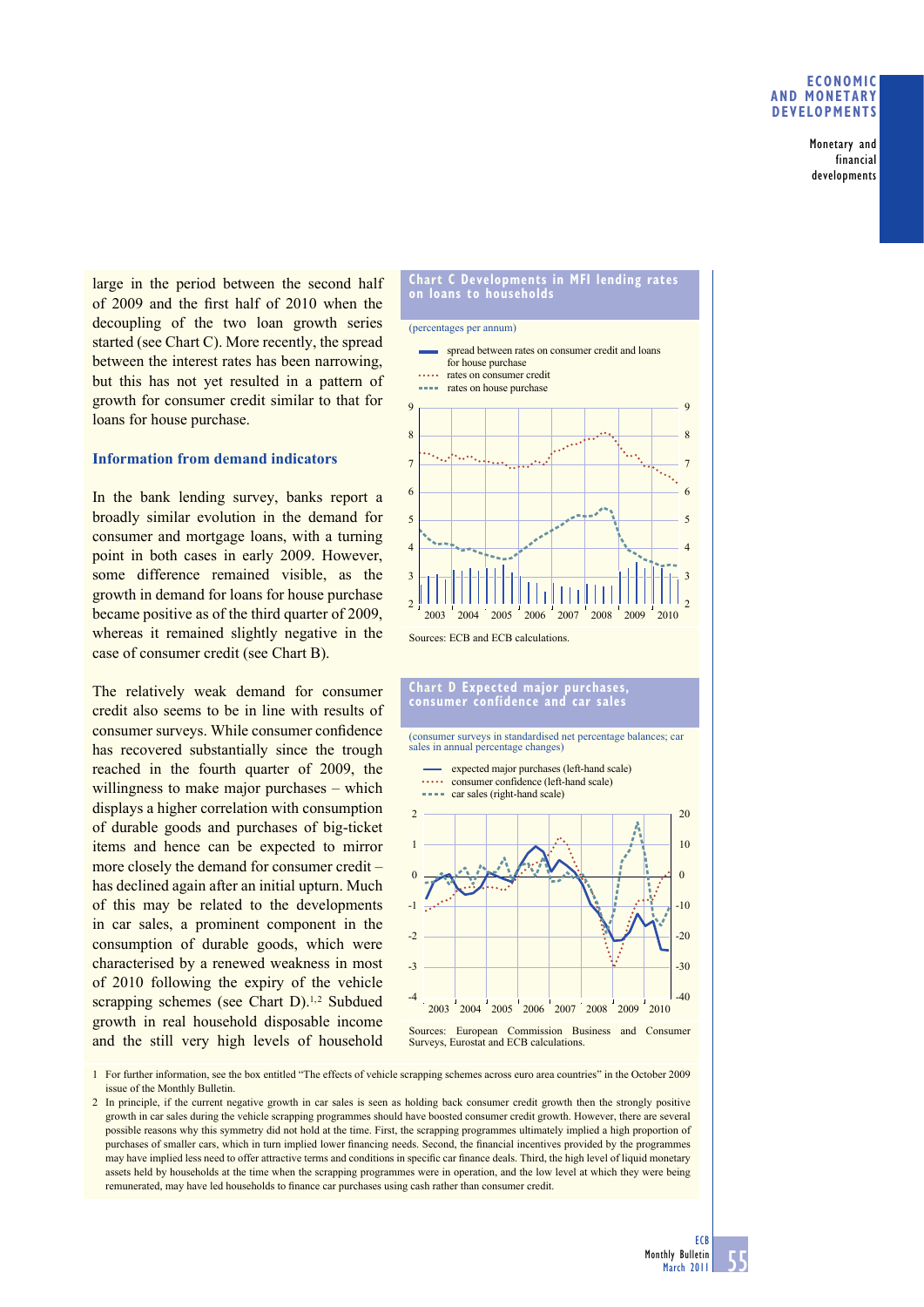large in the period between the second half of 2009 and the first half of 2010 when the decoupling of the two loan growth series started (see Chart C). More recently, the spread between the interest rates has been narrowing, but this has not yet resulted in a pattern of growth for consumer credit similar to that for loans for house purchase.

### Information from demand indicators

In the bank lending survey, banks report a broadly similar evolution in the demand for consumer and mortgage loans, with a turning point in both cases in early 2009. However, some difference remained visible, as the growth in demand for loans for house purchase became positive as of the third quarter of 2009, whereas it remained slightly negative in the case of consumer credit (see Chart B).

The relatively weak demand for consumer credit also seems to be in line with results of consumer surveys. While consumer confidence has recovered substantially since the trough reached in the fourth quarter of 2009, the willingness to make major purchases – which displays a higher correlation with consumption of durable goods and purchases of big-ticket items and hence can be expected to mirror more closely the demand for consumer credit – has declined again after an initial upturn. Much of this may be related to the developments in car sales, a prominent component in the consumption of durable goods, which were characterised by a renewed weakness in most of 2010 following the expiry of the vehicle scrapping schemes (see Chart D).[1,2] Subdued growth in real household disposable income and the still very high levels of household

**Chart C Developments in MFI lending rates on loans to households**

(percentages per annum)

- spread between rates on consumer credit and loans for house purchase
- rates on consumer credit
- rates on house purchase

Sources: ECB and ECB calculations.

**Chart D Expected major purchases, consumer confidence and car sales**

(consumer surveys in standardised net percentage balances; car sales in annual percentage changes)

- expected major purchases (left-hand scale)
- consumer confidence (left-hand scale)
- car sales (right-hand scale)

Sources: European Commission Business and Consumer Surveys, Eurostat and ECB calculations.

1 For further information, see the box entitled "The effects of vehicle scrapping schemes across euro area countries" in the October 2009 issue of the Monthly Bulletin.

2 In principle, if the current negative growth in car sales is seen as holding back consumer credit growth then the strongly positive growth in car sales during the vehicle scrapping programmes should have boosted consumer credit growth. However, there are several possible reasons why this symmetry did not hold at the time. First, the scrapping programmes ultimately implied a high proportion of purchases of smaller cars, which in turn implied lower financing needs. Second, the financial incentives provided by the programmes may have implied less need to offer attractive terms and conditions in specific car finance deals. Third, the high level of liquid monetary assets held by households at the time when the scrapping programmes were in operation, and the low level at which they were being remunerated, may have led households to finance car purchases using cash rather than consumer credit.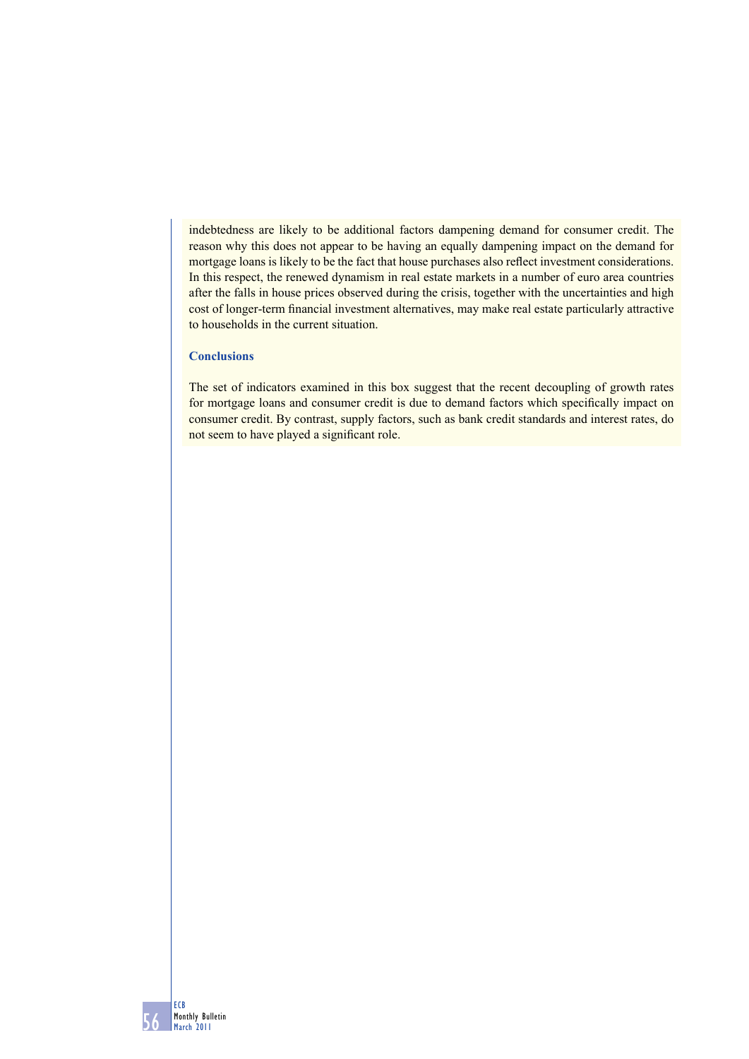indebtedness are likely to be additional factors dampening demand for consumer credit. The reason why this does not appear to be having an equally dampening impact on the demand for mortgage loans is likely to be the fact that house purchases also reflect investment considerations. In this respect, the renewed dynamism in real estate markets in a number of euro area countries after the falls in house prices observed during the crisis, together with the uncertainties and high cost of longer-term financial investment alternatives, may make real estate particularly attractive to households in the current situation.

### Conclusions

The set of indicators examined in this box suggest that the recent decoupling of growth rates for mortgage loans and consumer credit is due to demand factors which specifically impact on consumer credit. By contrast, supply factors, such as bank credit standards and interest rates, do not seem to have played a significant role.